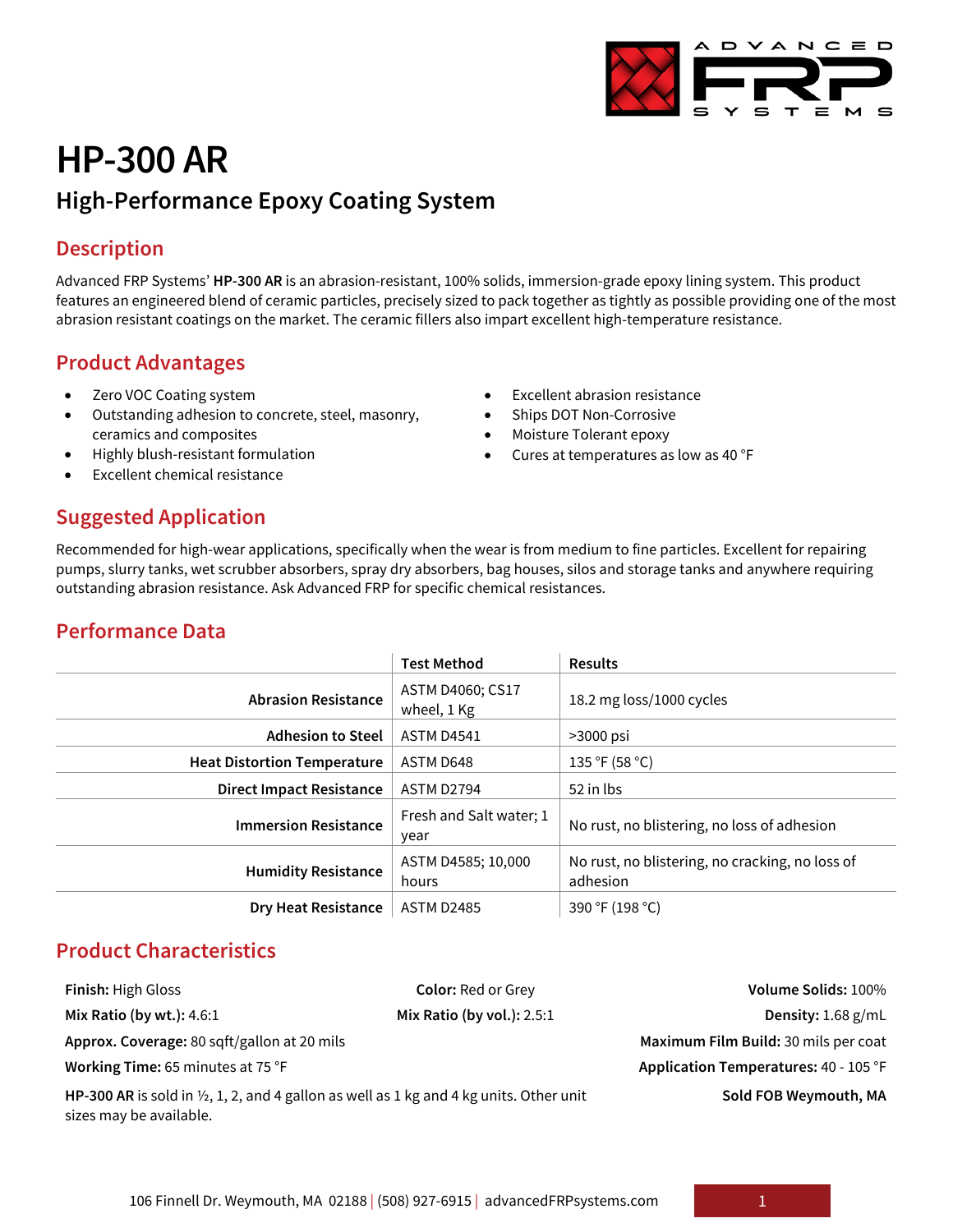# HP-300 AR

## High-Performance Epoxy Coating System

### Description

Advanced FRP Systems' **HP-300 AR** is an abrasion-resistant, 100% solids, immersion-grade epoxy lining system. This product features an engineered blend of ceramic particles, precisely sized to pack together as tightly as possible providing one of the most abrasion resistant coatings on the market. The ceramic fillers also impart excellent high-temperature resistance.

### Product Advantages

- Zero VOC Coating system
- Outstanding adhesion to concrete, steel, masonry, ceramics and composites
- Highly blush-resistant formulation
- Excellent chemical resistance
- Excellent abrasion resistance
- Ships DOT Non-Corrosive
- Moisture Tolerant epoxy
- Cures at temperatures as low as 40 °F

### Suggested Application

Recommended for high-wear applications, specifically when the wear is from medium to fine particles. Excellent for repairing pumps, slurry tanks, wet scrubber absorbers, spray dry absorbers, bag houses, silos and storage tanks and anywhere requiring outstanding abrasion resistance. Ask Advanced FRP for specific chemical resistances.

### Performance Data

| | Test Method | Results |
|---|---|---|
| **Abrasion Resistance** | ASTM D4060; CS17 wheel, 1 Kg | 18.2 mg loss/1000 cycles |
| **Adhesion to Steel** | ASTM D4541 | >3000 psi |
| **Heat Distortion Temperature** | ASTM D648 | 135 °F (58 °C) |
| **Direct Impact Resistance** | ASTM D2794 | 52 in lbs |
| **Immersion Resistance** | Fresh and Salt water; 1 year | No rust, no blistering, no loss of adhesion |
| **Humidity Resistance** | ASTM D4585; 10,000 hours | No rust, no blistering, no cracking, no loss of adhesion |
| **Dry Heat Resistance** | ASTM D2485 | 390 °F (198 °C) |

### Product Characteristics

**Finish:** High Gloss

**Color:** Red or Grey

**Volume Solids:** 100%

**Mix Ratio (by wt.):** 4.6:1

**Mix Ratio (by vol.):** 2.5:1

**Density:** 1.68 g/mL

**Approx. Coverage:** 80 sqft/gallon at 20 mils

**Maximum Film Build:** 30 mils per coat

**Working Time:** 65 minutes at 75 °F

**Application Temperatures:** 40 - 105 °F

**HP-300 AR** is sold in ½, 1, 2, and 4 gallon as well as 1 kg and 4 kg units. Other unit sizes may be available.

**Sold FOB Weymouth, MA**

106 Finnell Dr. Weymouth, MA 02188 | (508) 927-6915 | advancedFRPsystems.com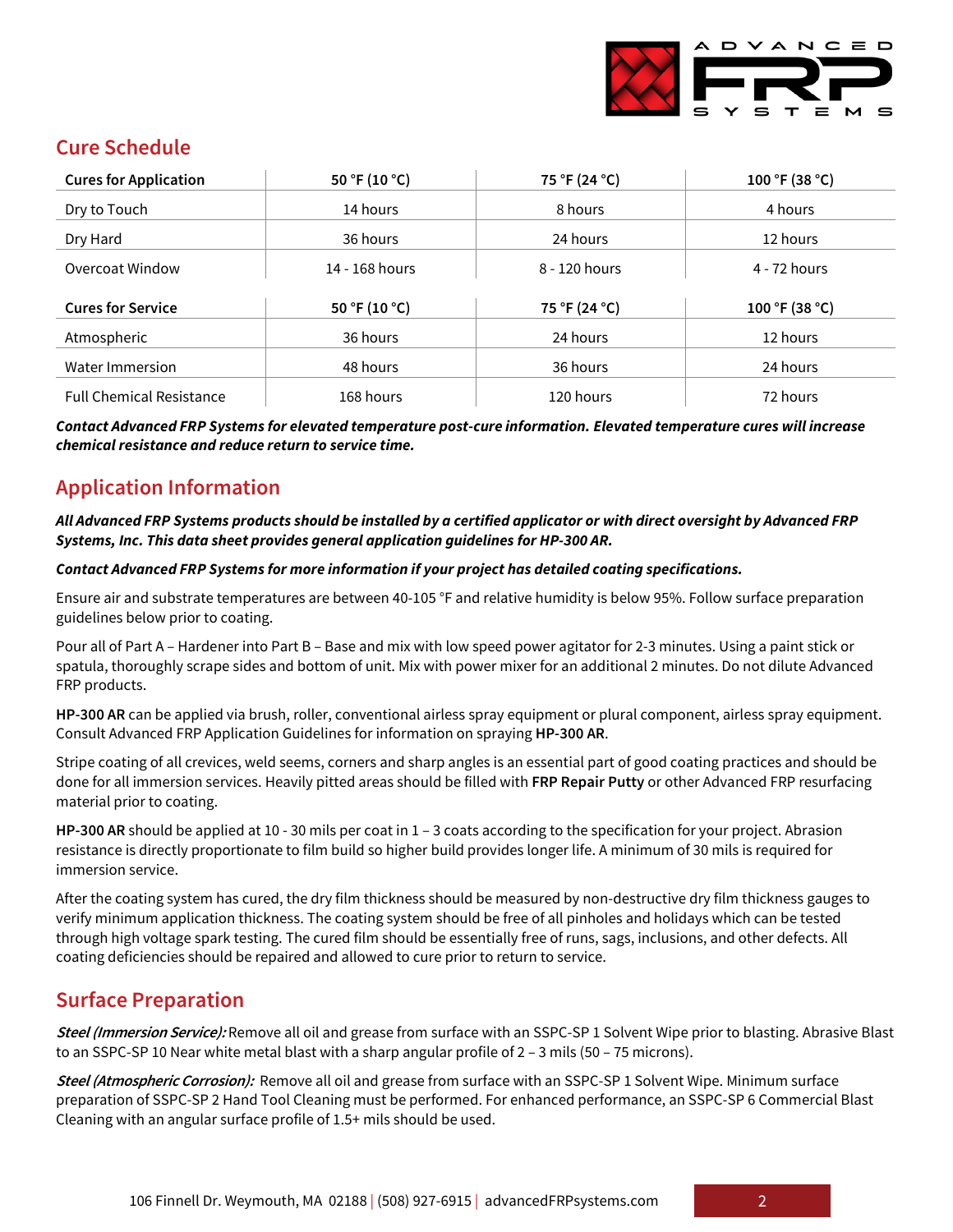## Cure Schedule

| Cures for Application | 50 °F (10 °C) | 75 °F (24 °C) | 100 °F (38 °C) |
|---|---|---|---|
| Dry to Touch | 14 hours | 8 hours | 4 hours |
| Dry Hard | 36 hours | 24 hours | 12 hours |
| Overcoat Window | 14 - 168 hours | 8 - 120 hours | 4 - 72 hours |

| Cures for Service | 50 °F (10 °C) | 75 °F (24 °C) | 100 °F (38 °C) |
|---|---|---|---|
| Atmospheric | 36 hours | 24 hours | 12 hours |
| Water Immersion | 48 hours | 36 hours | 24 hours |
| Full Chemical Resistance | 168 hours | 120 hours | 72 hours |

***Contact Advanced FRP Systems for elevated temperature post-cure information. Elevated temperature cures will increase chemical resistance and reduce return to service time.***

## Application Information

***All Advanced FRP Systems products should be installed by a certified applicator or with direct oversight by Advanced FRP Systems, Inc. This data sheet provides general application guidelines for HP-300 AR.***

***Contact Advanced FRP Systems for more information if your project has detailed coating specifications.***

Ensure air and substrate temperatures are between 40-105 °F and relative humidity is below 95%. Follow surface preparation guidelines below prior to coating.

Pour all of Part A – Hardener into Part B – Base and mix with low speed power agitator for 2-3 minutes. Using a paint stick or spatula, thoroughly scrape sides and bottom of unit. Mix with power mixer for an additional 2 minutes. Do not dilute Advanced FRP products.

**HP-300 AR** can be applied via brush, roller, conventional airless spray equipment or plural component, airless spray equipment. Consult Advanced FRP Application Guidelines for information on spraying **HP-300 AR**.

Stripe coating of all crevices, weld seems, corners and sharp angles is an essential part of good coating practices and should be done for all immersion services. Heavily pitted areas should be filled with **FRP Repair Putty** or other Advanced FRP resurfacing material prior to coating.

**HP-300 AR** should be applied at 10 - 30 mils per coat in 1 – 3 coats according to the specification for your project. Abrasion resistance is directly proportionate to film build so higher build provides longer life. A minimum of 30 mils is required for immersion service.

After the coating system has cured, the dry film thickness should be measured by non-destructive dry film thickness gauges to verify minimum application thickness. The coating system should be free of all pinholes and holidays which can be tested through high voltage spark testing. The cured film should be essentially free of runs, sags, inclusions, and other defects. All coating deficiencies should be repaired and allowed to cure prior to return to service.

## Surface Preparation

***Steel (Immersion Service):*** Remove all oil and grease from surface with an SSPC-SP 1 Solvent Wipe prior to blasting. Abrasive Blast to an SSPC-SP 10 Near white metal blast with a sharp angular profile of 2 – 3 mils (50 – 75 microns).

***Steel (Atmospheric Corrosion):*** Remove all oil and grease from surface with an SSPC-SP 1 Solvent Wipe. Minimum surface preparation of SSPC-SP 2 Hand Tool Cleaning must be performed. For enhanced performance, an SSPC-SP 6 Commercial Blast Cleaning with an angular surface profile of 1.5+ mils should be used.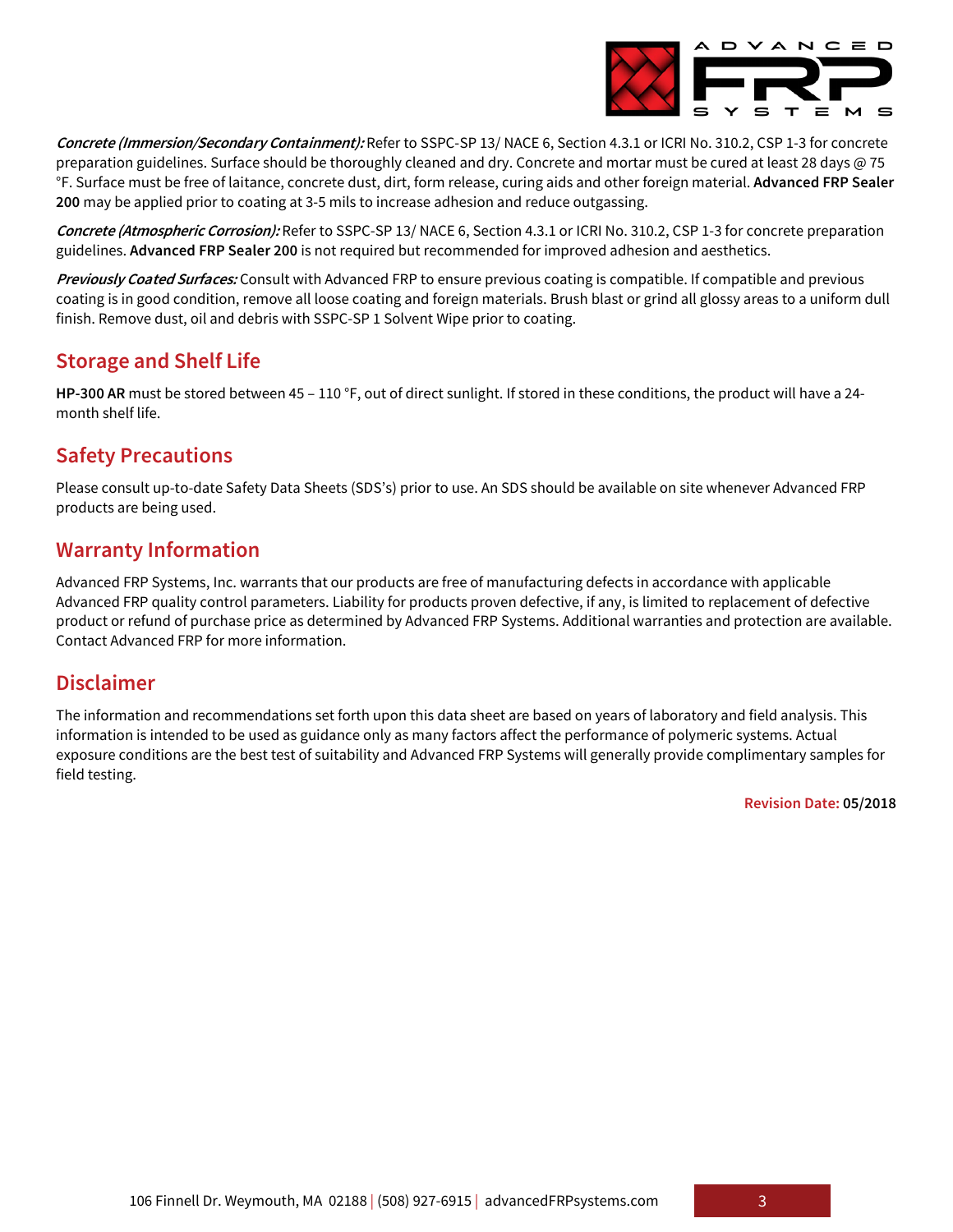***Concrete (Immersion/Secondary Containment):*** Refer to SSPC-SP 13/ NACE 6, Section 4.3.1 or ICRI No. 310.2, CSP 1-3 for concrete preparation guidelines. Surface should be thoroughly cleaned and dry. Concrete and mortar must be cured at least 28 days @ 75 °F. Surface must be free of laitance, concrete dust, dirt, form release, curing aids and other foreign material. **Advanced FRP Sealer 200** may be applied prior to coating at 3-5 mils to increase adhesion and reduce outgassing.

***Concrete (Atmospheric Corrosion):*** Refer to SSPC-SP 13/ NACE 6, Section 4.3.1 or ICRI No. 310.2, CSP 1-3 for concrete preparation guidelines. **Advanced FRP Sealer 200** is not required but recommended for improved adhesion and aesthetics.

***Previously Coated Surfaces:*** Consult with Advanced FRP to ensure previous coating is compatible. If compatible and previous coating is in good condition, remove all loose coating and foreign materials. Brush blast or grind all glossy areas to a uniform dull finish. Remove dust, oil and debris with SSPC-SP 1 Solvent Wipe prior to coating.

## Storage and Shelf Life

**HP-300 AR** must be stored between 45 – 110 °F, out of direct sunlight. If stored in these conditions, the product will have a 24-month shelf life.

## Safety Precautions

Please consult up-to-date Safety Data Sheets (SDS's) prior to use. An SDS should be available on site whenever Advanced FRP products are being used.

## Warranty Information

Advanced FRP Systems, Inc. warrants that our products are free of manufacturing defects in accordance with applicable Advanced FRP quality control parameters. Liability for products proven defective, if any, is limited to replacement of defective product or refund of purchase price as determined by Advanced FRP Systems. Additional warranties and protection are available. Contact Advanced FRP for more information.

## Disclaimer

The information and recommendations set forth upon this data sheet are based on years of laboratory and field analysis. This information is intended to be used as guidance only as many factors affect the performance of polymeric systems. Actual exposure conditions are the best test of suitability and Advanced FRP Systems will generally provide complimentary samples for field testing.

**Revision Date: 05/2018**